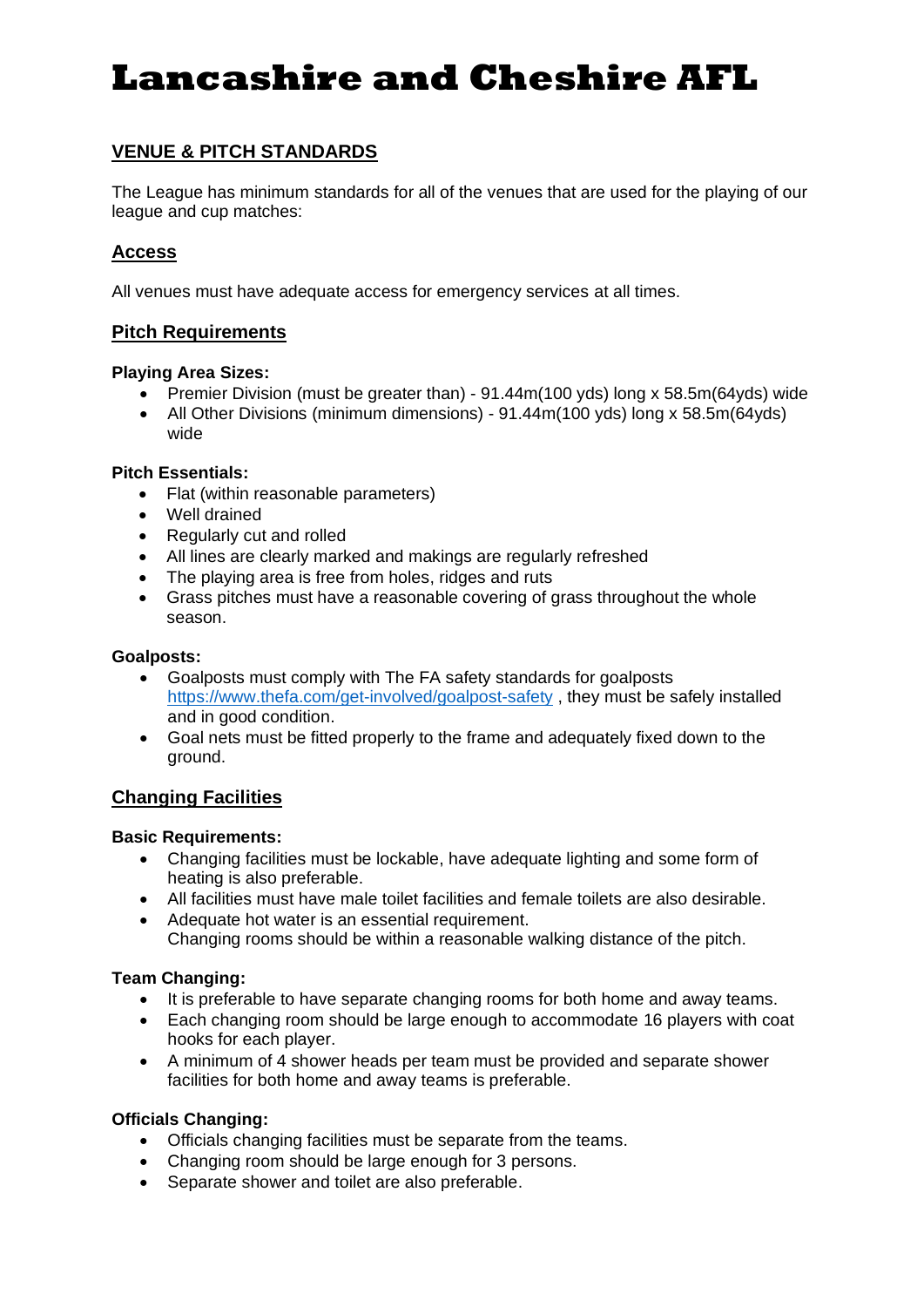# Lancashire and Cheshire AFL

## VENUE & PITCH STANDARDS

The League has minimum standards for all of the venues that are used for the playing of our league and cup matches:

### Access

All venues must have adequate access for emergency services at all times.

### Pitch Requirements

**Playing Area Sizes:**

- Premier Division (must be greater than) - 91.44m(100 yds) long x 58.5m(64yds) wide
- All Other Divisions (minimum dimensions) - 91.44m(100 yds) long x 58.5m(64yds) wide

**Pitch Essentials:**

- Flat (within reasonable parameters)
- Well drained
- Regularly cut and rolled
- All lines are clearly marked and makings are regularly refreshed
- The playing area is free from holes, ridges and ruts
- Grass pitches must have a reasonable covering of grass throughout the whole season.

**Goalposts:**

- Goalposts must comply with The FA safety standards for goalposts https://www.thefa.com/get-involved/goalpost-safety , they must be safely installed and in good condition.
- Goal nets must be fitted properly to the frame and adequately fixed down to the ground.

### Changing Facilities

**Basic Requirements:**

- Changing facilities must be lockable, have adequate lighting and some form of heating is also preferable.
- All facilities must have male toilet facilities and female toilets are also desirable.
- Adequate hot water is an essential requirement.
  Changing rooms should be within a reasonable walking distance of the pitch.

**Team Changing:**

- It is preferable to have separate changing rooms for both home and away teams.
- Each changing room should be large enough to accommodate 16 players with coat hooks for each player.
- A minimum of 4 shower heads per team must be provided and separate shower facilities for both home and away teams is preferable.

**Officials Changing:**

- Officials changing facilities must be separate from the teams.
- Changing room should be large enough for 3 persons.
- Separate shower and toilet are also preferable.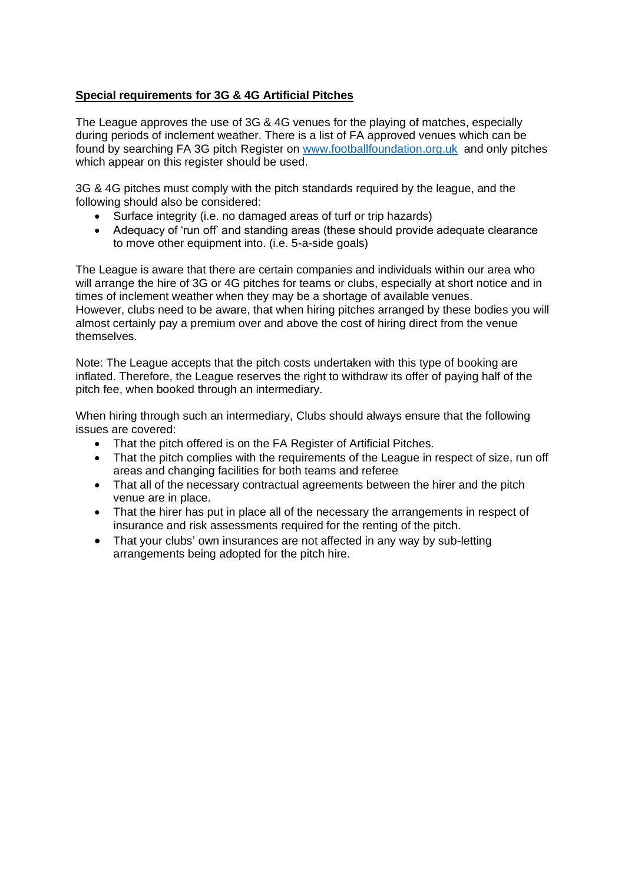**Special requirements for 3G & 4G Artificial Pitches**

The League approves the use of 3G & 4G venues for the playing of matches, especially during periods of inclement weather. There is a list of FA approved venues which can be found by searching FA 3G pitch Register on [www.footballfoundation.org.uk](http://www.footballfoundation.org.uk) and only pitches which appear on this register should be used.

3G & 4G pitches must comply with the pitch standards required by the league, and the following should also be considered:

- Surface integrity (i.e. no damaged areas of turf or trip hazards)
- Adequacy of 'run off' and standing areas (these should provide adequate clearance to move other equipment into. (i.e. 5-a-side goals)

The League is aware that there are certain companies and individuals within our area who will arrange the hire of 3G or 4G pitches for teams or clubs, especially at short notice and in times of inclement weather when they may be a shortage of available venues.
However, clubs need to be aware, that when hiring pitches arranged by these bodies you will almost certainly pay a premium over and above the cost of hiring direct from the venue themselves.

Note: The League accepts that the pitch costs undertaken with this type of booking are inflated. Therefore, the League reserves the right to withdraw its offer of paying half of the pitch fee, when booked through an intermediary.

When hiring through such an intermediary, Clubs should always ensure that the following issues are covered:

- That the pitch offered is on the FA Register of Artificial Pitches.
- That the pitch complies with the requirements of the League in respect of size, run off areas and changing facilities for both teams and referee
- That all of the necessary contractual agreements between the hirer and the pitch venue are in place.
- That the hirer has put in place all of the necessary the arrangements in respect of insurance and risk assessments required for the renting of the pitch.
- That your clubs' own insurances are not affected in any way by sub-letting arrangements being adopted for the pitch hire.